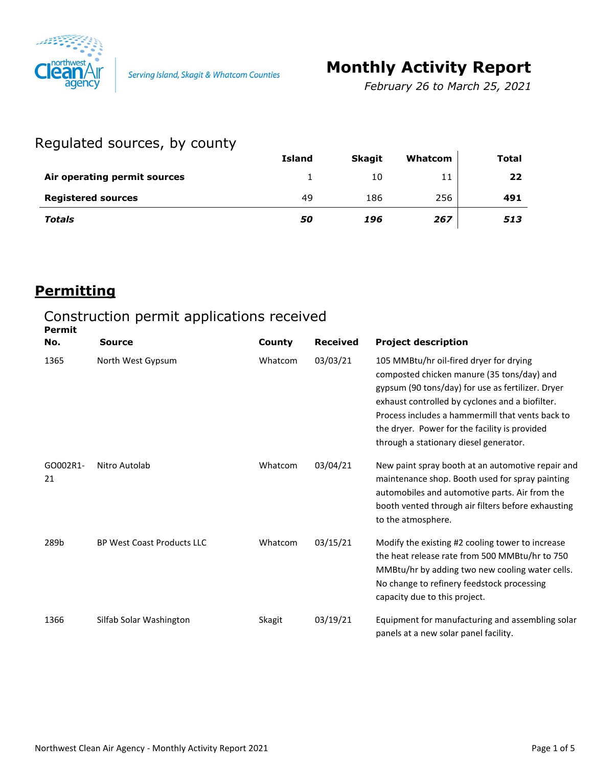Serving Island, Skagit & Whatcom Counties

# Monthly Activity Report

*February 26 to March 25, 2021*

## Regulated sources, by county

| | Island | Skagit | Whatcom | Total |
|---|---|---|---|---|
| **Air operating permit sources** | 1 | 10 | 11 | **22** |
| **Registered sources** | 49 | 186 | 256 | **491** |
| ***Totals*** | ***50*** | ***196*** | ***267*** | ***513*** |

# Permitting

## Construction permit applications received

| Permit No. | Source | County | Received | Project description |
|---|---|---|---|---|
| 1365 | North West Gypsum | Whatcom | 03/03/21 | 105 MMBtu/hr oil-fired dryer for drying composted chicken manure (35 tons/day) and gypsum (90 tons/day) for use as fertilizer. Dryer exhaust controlled by cyclones and a biofilter. Process includes a hammermill that vents back to the dryer. Power for the facility is provided through a stationary diesel generator. |
| GO002R1-21 | Nitro Autolab | Whatcom | 03/04/21 | New paint spray booth at an automotive repair and maintenance shop. Booth used for spray painting automobiles and automotive parts. Air from the booth vented through air filters before exhausting to the atmosphere. |
| 289b | BP West Coast Products LLC | Whatcom | 03/15/21 | Modify the existing #2 cooling tower to increase the heat release rate from 500 MMBtu/hr to 750 MMBtu/hr by adding two new cooling water cells. No change to refinery feedstock processing capacity due to this project. |
| 1366 | Silfab Solar Washington | Skagit | 03/19/21 | Equipment for manufacturing and assembling solar panels at a new solar panel facility. |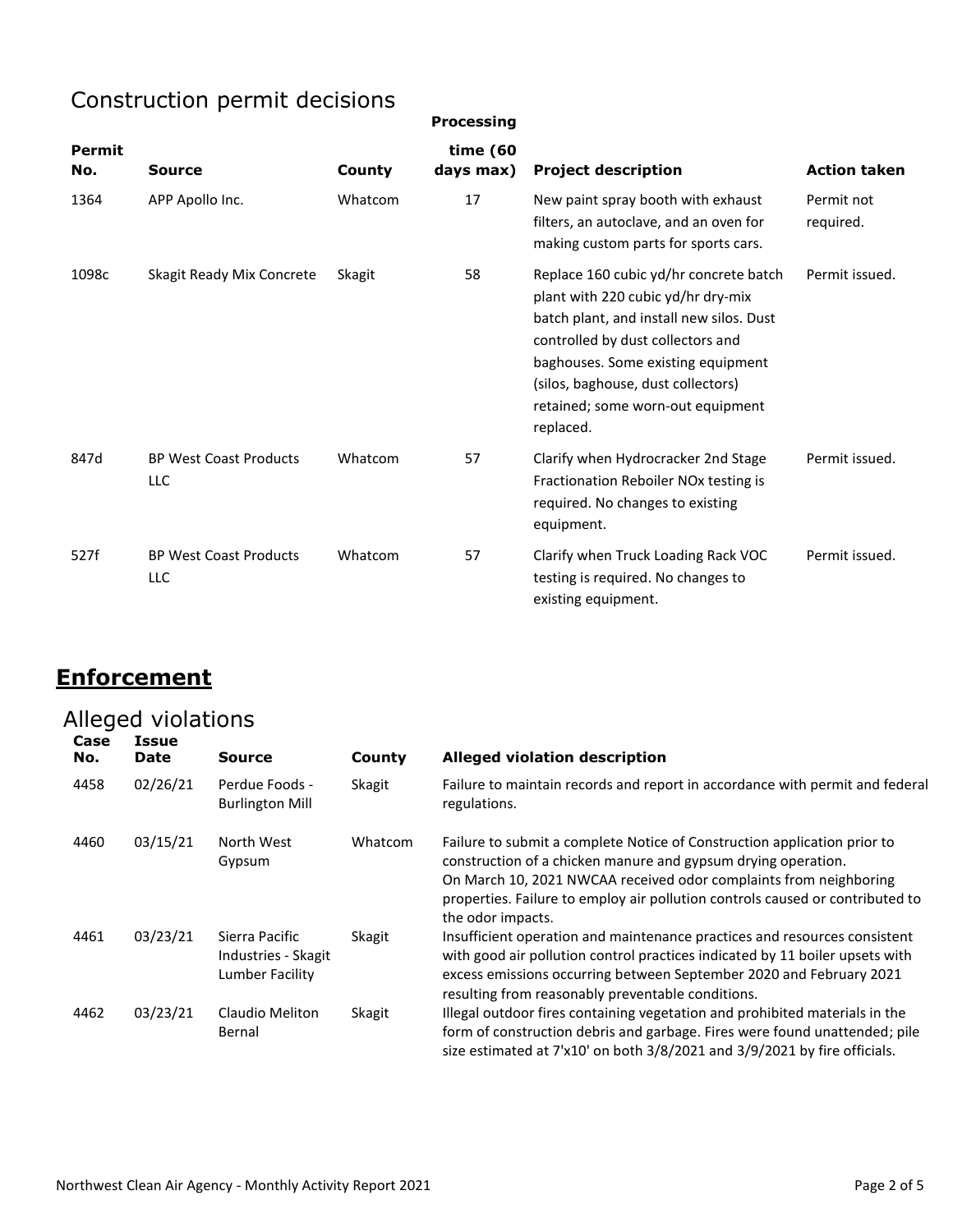## Construction permit decisions

| Permit No. | Source | County | Processing time (60 days max) | Project description | Action taken |
|---|---|---|---|---|---|
| 1364 | APP Apollo Inc. | Whatcom | 17 | New paint spray booth with exhaust filters, an autoclave, and an oven for making custom parts for sports cars. | Permit not required. |
| 1098c | Skagit Ready Mix Concrete | Skagit | 58 | Replace 160 cubic yd/hr concrete batch plant with 220 cubic yd/hr dry-mix batch plant, and install new silos. Dust controlled by dust collectors and baghouses. Some existing equipment (silos, baghouse, dust collectors) retained; some worn-out equipment replaced. | Permit issued. |
| 847d | BP West Coast Products LLC | Whatcom | 57 | Clarify when Hydrocracker 2nd Stage Fractionation Reboiler NOx testing is required. No changes to existing equipment. | Permit issued. |
| 527f | BP West Coast Products LLC | Whatcom | 57 | Clarify when Truck Loading Rack VOC testing is required. No changes to existing equipment. | Permit issued. |

# **Enforcement**

## Alleged violations

| Case No. | Issue Date | Source | County | Alleged violation description |
|---|---|---|---|---|
| 4458 | 02/26/21 | Perdue Foods - Burlington Mill | Skagit | Failure to maintain records and report in accordance with permit and federal regulations. |
| 4460 | 03/15/21 | North West Gypsum | Whatcom | Failure to submit a complete Notice of Construction application prior to construction of a chicken manure and gypsum drying operation. On March 10, 2021 NWCAA received odor complaints from neighboring properties. Failure to employ air pollution controls caused or contributed to the odor impacts. |
| 4461 | 03/23/21 | Sierra Pacific Industries - Skagit Lumber Facility | Skagit | Insufficient operation and maintenance practices and resources consistent with good air pollution control practices indicated by 11 boiler upsets with excess emissions occurring between September 2020 and February 2021 resulting from reasonably preventable conditions. |
| 4462 | 03/23/21 | Claudio Meliton Bernal | Skagit | Illegal outdoor fires containing vegetation and prohibited materials in the form of construction debris and garbage. Fires were found unattended; pile size estimated at 7'x10' on both 3/8/2021 and 3/9/2021 by fire officials. |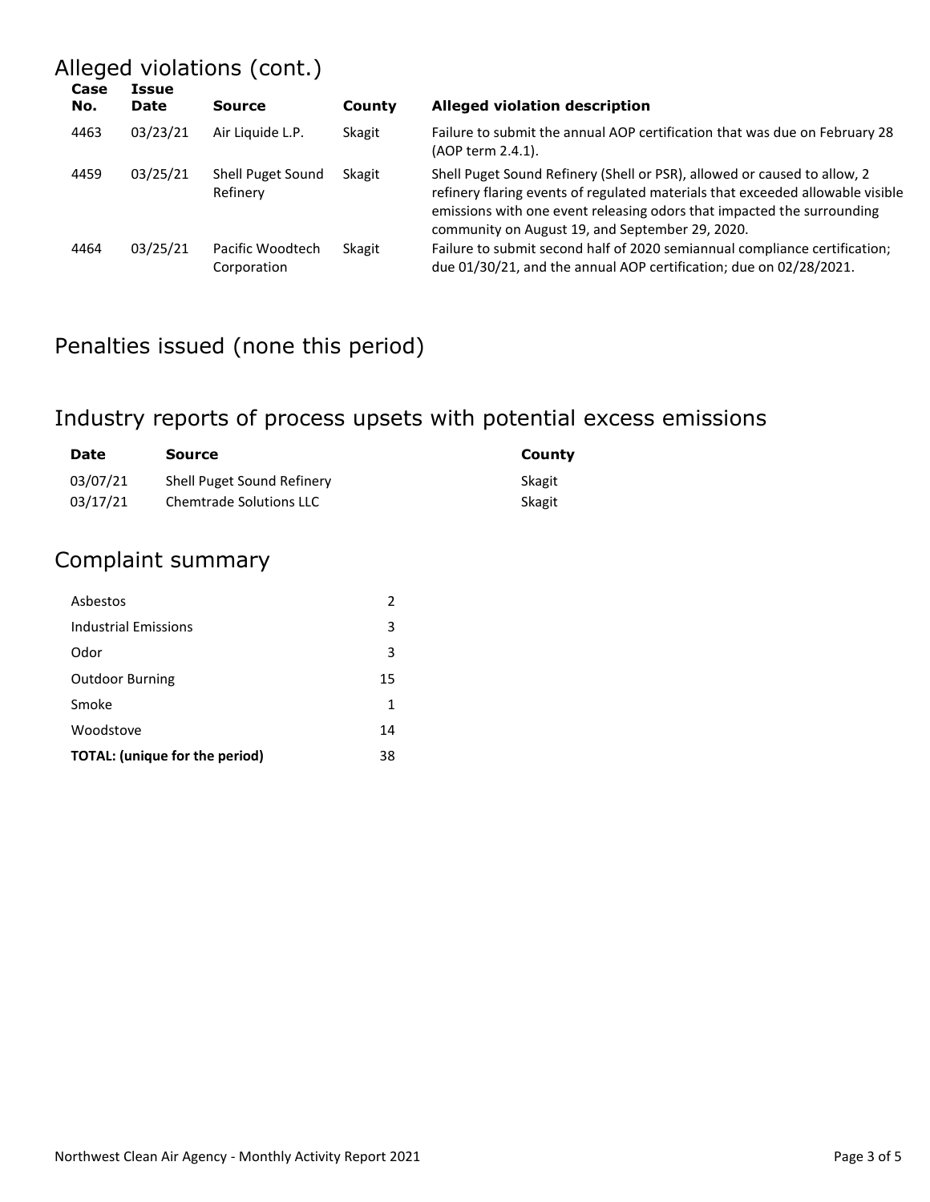## Alleged violations (cont.)

| Case No. | Issue Date | Source | County | Alleged violation description |
|---|---|---|---|---|
| 4463 | 03/23/21 | Air Liquide L.P. | Skagit | Failure to submit the annual AOP certification that was due on February 28 (AOP term 2.4.1). |
| 4459 | 03/25/21 | Shell Puget Sound Refinery | Skagit | Shell Puget Sound Refinery (Shell or PSR), allowed or caused to allow, 2 refinery flaring events of regulated materials that exceeded allowable visible emissions with one event releasing odors that impacted the surrounding community on August 19, and September 29, 2020. |
| 4464 | 03/25/21 | Pacific Woodtech Corporation | Skagit | Failure to submit second half of 2020 semiannual compliance certification; due 01/30/21, and the annual AOP certification; due on 02/28/2021. |

## Penalties issued (none this period)

## Industry reports of process upsets with potential excess emissions

| Date | Source | County |
|---|---|---|
| 03/07/21 | Shell Puget Sound Refinery | Skagit |
| 03/17/21 | Chemtrade Solutions LLC | Skagit |

## Complaint summary

| | |
|---|---|
| Asbestos | 2 |
| Industrial Emissions | 3 |
| Odor | 3 |
| Outdoor Burning | 15 |
| Smoke | 1 |
| Woodstove | 14 |
| **TOTAL: (unique for the period)** | 38 |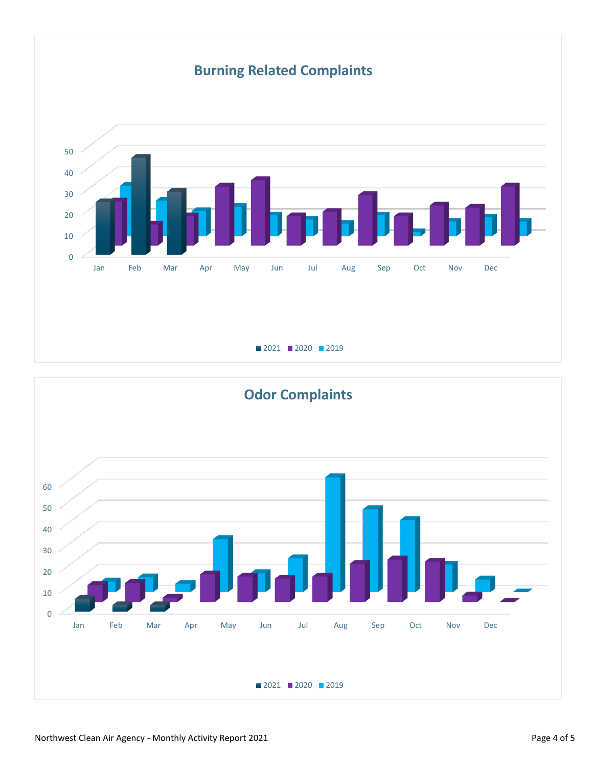## Burning Related Complaints

0
10
20
30
40
50

Jan Feb Mar Apr May Jun Jul Aug Sep Oct Nov Dec

2021 2020 2019

## Odor Complaints

0
10
20
30
40
50
60

Jan Feb Mar Apr May Jun Jul Aug Sep Oct Nov Dec

2021 2020 2019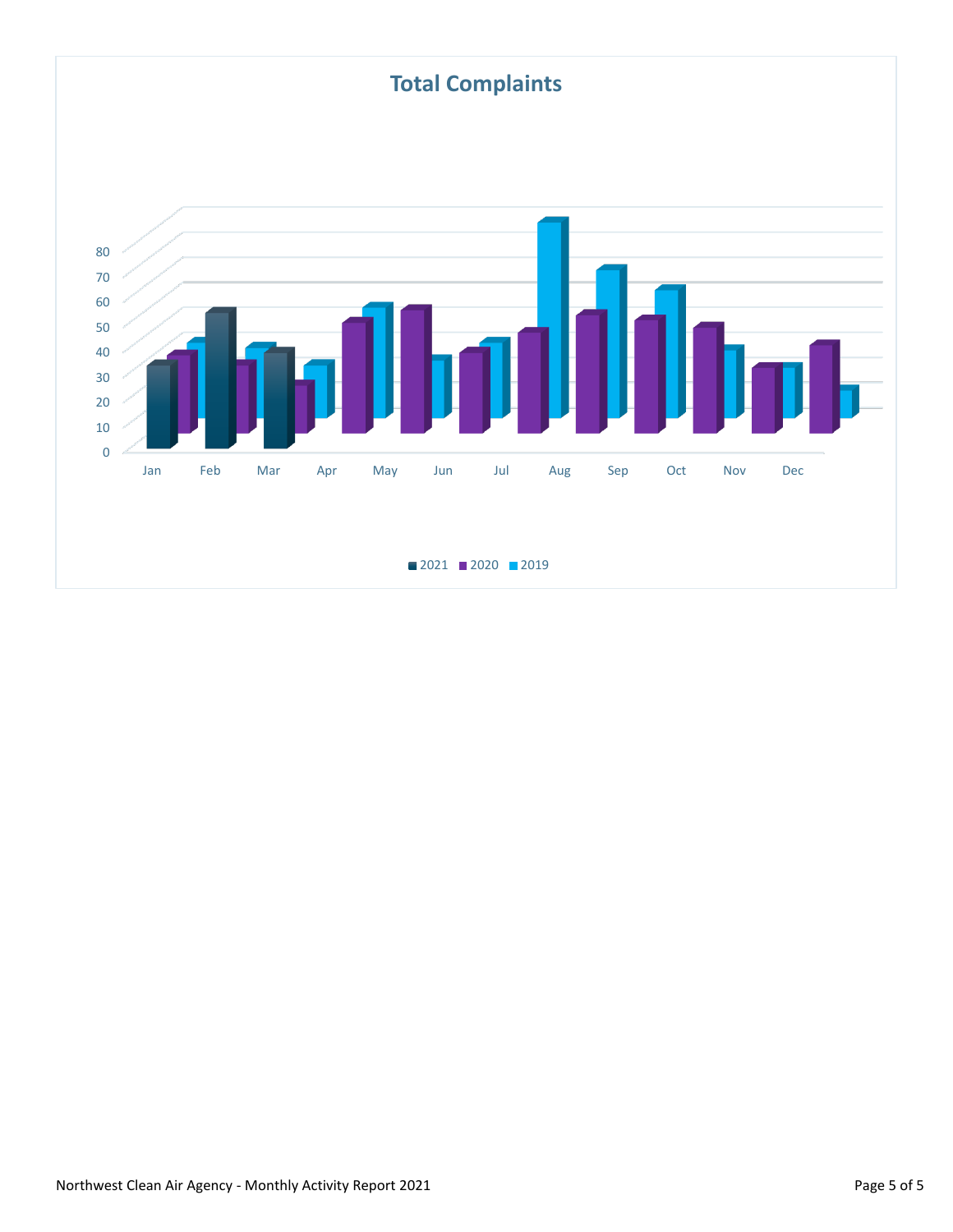## Total Complaints

80
70
60
50
40
30
20
10
0

Jan Feb Mar Apr May Jun Jul Aug Sep Oct Nov Dec

2021 2020 2019